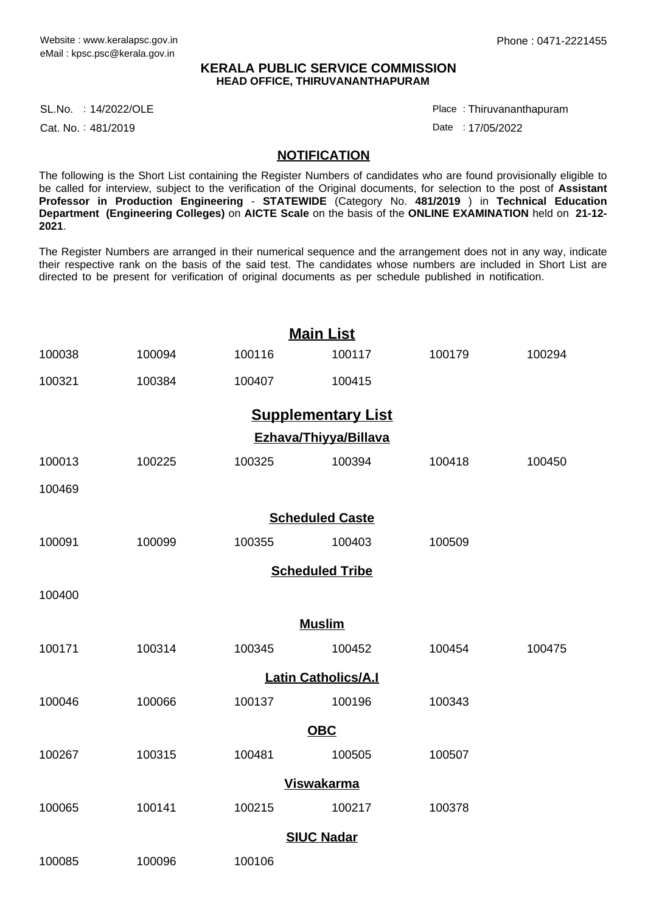Website : www.keralapsc.gov.in
eMail : kpsc.psc@kerala.gov.in

Phone : 0471-2221455

**KERALA PUBLIC SERVICE COMMISSION**
**HEAD OFFICE, THIRUVANANTHAPURAM**

SL.No. : 14/2022/OLE
Cat. No. : 481/2019

Place : Thiruvananthapuram
Date : 17/05/2022

## NOTIFICATION

The following is the Short List containing the Register Numbers of candidates who are found provisionally eligible to be called for interview, subject to the verification of the Original documents, for selection to the post of **Assistant Professor in Production Engineering** - **STATEWIDE** (Category No. **481/2019** ) in **Technical Education Department (Engineering Colleges)** on **AICTE Scale** on the basis of the **ONLINE EXAMINATION** held on **21-12-2021**.

The Register Numbers are arranged in their numerical sequence and the arrangement does not in any way, indicate their respective rank on the basis of the said test. The candidates whose numbers are included in Short List are directed to be present for verification of original documents as per schedule published in notification.

## Main List

| | | | | | |
|---|---|---|---|---|---|
| 100038 | 100094 | 100116 | 100117 | 100179 | 100294 |
| 100321 | 100384 | 100407 | 100415 | | |

## Supplementary List

### Ezhava/Thiyya/Billava

| | | | | | |
|---|---|---|---|---|---|
| 100013 | 100225 | 100325 | 100394 | 100418 | 100450 |
| 100469 | | | | | |

### Scheduled Caste

| | | | | |
|---|---|---|---|---|
| 100091 | 100099 | 100355 | 100403 | 100509 |

### Scheduled Tribe

100400

### Muslim

| | | | | | |
|---|---|---|---|---|---|
| 100171 | 100314 | 100345 | 100452 | 100454 | 100475 |

### Latin Catholics/A.I

| | | | | |
|---|---|---|---|---|
| 100046 | 100066 | 100137 | 100196 | 100343 |

### OBC

| | | | | |
|---|---|---|---|---|
| 100267 | 100315 | 100481 | 100505 | 100507 |

### Viswakarma

| | | | | |
|---|---|---|---|---|
| 100065 | 100141 | 100215 | 100217 | 100378 |

### SIUC Nadar

| | | |
|---|---|---|
| 100085 | 100096 | 100106 |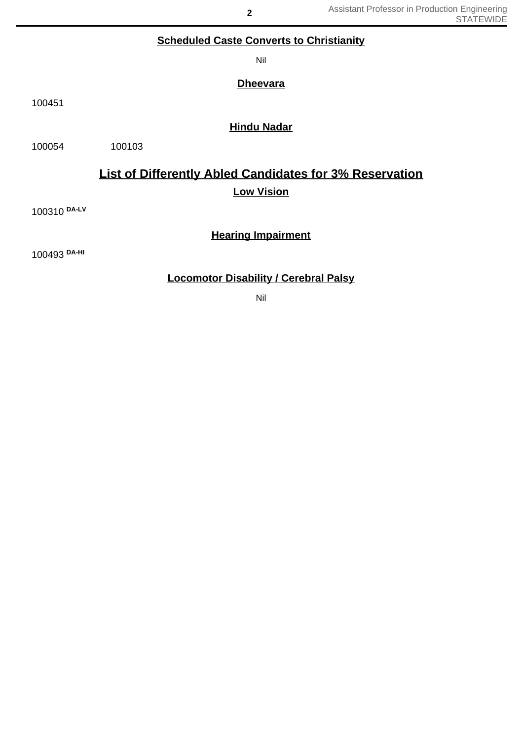### Scheduled Caste Converts to Christianity

Nil

### Dheevara

100451

### Hindu Nadar

100054 100103

## List of Differently Abled Candidates for 3% Reservation

### Low Vision

100310 DA-LV

### Hearing Impairment

100493 DA-HI

### Locomotor Disability / Cerebral Palsy

Nil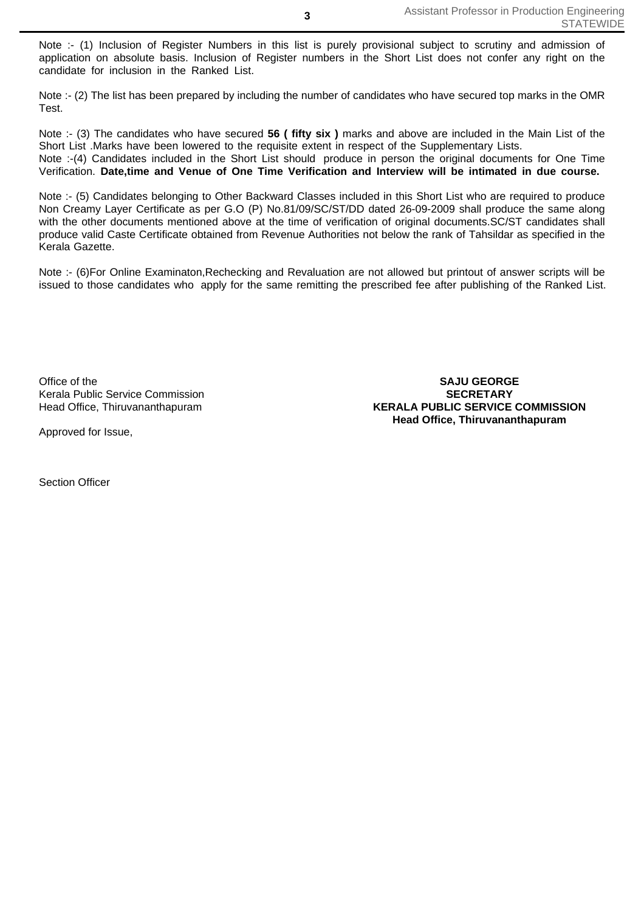Note :- (1) Inclusion of Register Numbers in this list is purely provisional subject to scrutiny and admission of application on absolute basis. Inclusion of Register numbers in the Short List does not confer any right on the candidate for inclusion in the Ranked List.

Note :- (2) The list has been prepared by including the number of candidates who have secured top marks in the OMR Test.

Note :- (3) The candidates who have secured **56 ( fifty six )** marks and above are included in the Main List of the Short List .Marks have been lowered to the requisite extent in respect of the Supplementary Lists.
Note :-(4) Candidates included in the Short List should produce in person the original documents for One Time Verification. **Date,time and Venue of One Time Verification and Interview will be intimated in due course.**

Note :- (5) Candidates belonging to Other Backward Classes included in this Short List who are required to produce Non Creamy Layer Certificate as per G.O (P) No.81/09/SC/ST/DD dated 26-09-2009 shall produce the same along with the other documents mentioned above at the time of verification of original documents.SC/ST candidates shall produce valid Caste Certificate obtained from Revenue Authorities not below the rank of Tahsildar as specified in the Kerala Gazette.

Note :- (6)For Online Examinaton,Rechecking and Revaluation are not allowed but printout of answer scripts will be issued to those candidates who apply for the same remitting the prescribed fee after publishing of the Ranked List.

Office of the
Kerala Public Service Commission
Head Office, Thiruvananthapuram

**SAJU GEORGE**
**SECRETARY**
**KERALA PUBLIC SERVICE COMMISSION**
**Head Office, Thiruvananthapuram**

Approved for Issue,

Section Officer